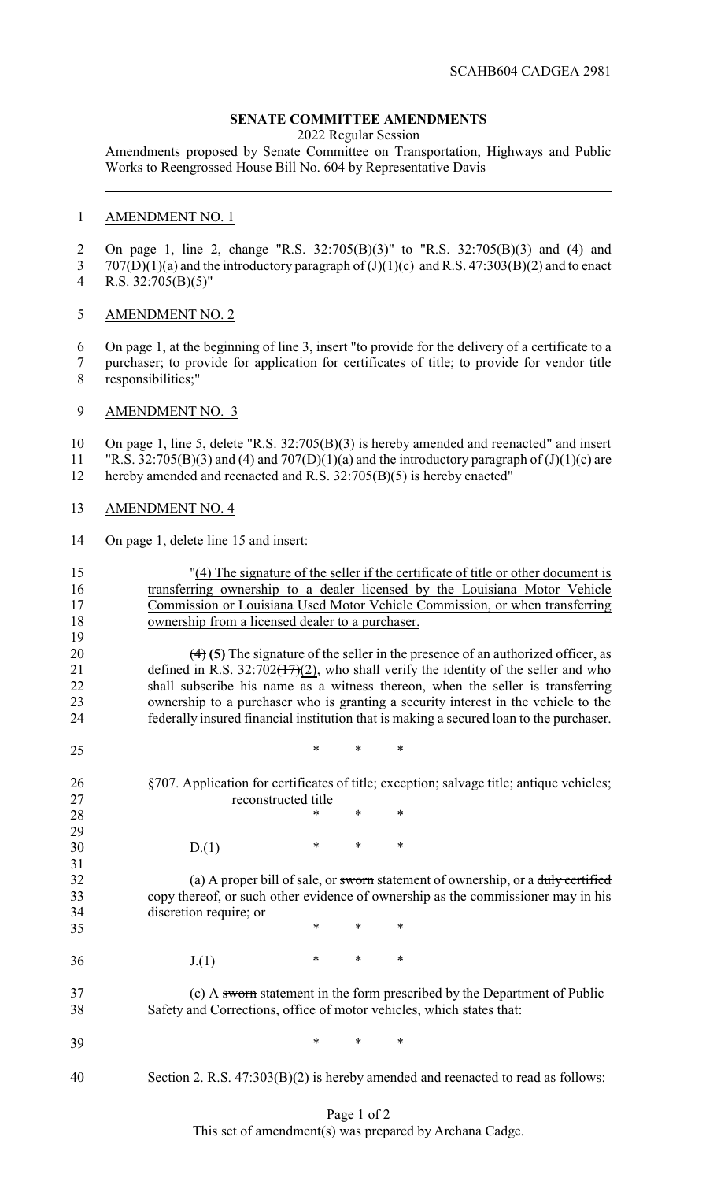SCAHB604 CADGEA 2981

**SENATE COMMITTEE AMENDMENTS**

2022 Regular Session

Amendments proposed by Senate Committee on Transportation, Highways and Public Works to Reengrossed House Bill No. 604 by Representative Davis

AMENDMENT NO. 1

On page 1, line 2, change "R.S. 32:705(B)(3)" to "R.S. 32:705(B)(3) and (4) and 707(D)(1)(a) and the introductory paragraph of (J)(1)(c) and R.S. 47:303(B)(2) and to enact R.S. 32:705(B)(5)"

AMENDMENT NO. 2

On page 1, at the beginning of line 3, insert "to provide for the delivery of a certificate to a purchaser; to provide for application for certificates of title; to provide for vendor title responsibilities;"

AMENDMENT NO. 3

On page 1, line 5, delete "R.S. 32:705(B)(3) is hereby amended and reenacted" and insert "R.S. 32:705(B)(3) and (4) and 707(D)(1)(a) and the introductory paragraph of (J)(1)(c) are hereby amended and reenacted and R.S. 32:705(B)(5) is hereby enacted"

AMENDMENT NO. 4

On page 1, delete line 15 and insert:

"<u>(4) The signature of the seller if the certificate of title or other document is transferring ownership to a dealer licensed by the Louisiana Motor Vehicle Commission or Louisiana Used Motor Vehicle Commission, or when transferring ownership from a licensed dealer to a purchaser.</u>

~~(4)~~ **(5)** The signature of the seller in the presence of an authorized officer, as defined in R.S. 32:702~~(17)~~<u>(2)</u>, who shall verify the identity of the seller and who shall subscribe his name as a witness thereon, when the seller is transferring ownership to a purchaser who is granting a security interest in the vehicle to the federally insured financial institution that is making a secured loan to the purchaser.

\* \* \*

§707. Application for certificates of title; exception; salvage title; antique vehicles; reconstructed title

\* \* \*

D.(1) \* \* \*

(a) A proper bill of sale, or ~~sworn~~ statement of ownership, or a ~~duly certified~~ copy thereof, or such other evidence of ownership as the commissioner may in his discretion require; or

\* \* \*

J.(1) \* \* \*

(c) A ~~sworn~~ statement in the form prescribed by the Department of Public Safety and Corrections, office of motor vehicles, which states that:

\* \* \*

Section 2. R.S. 47:303(B)(2) is hereby amended and reenacted to read as follows:

This set of amendment(s) was prepared by Archana Cadge.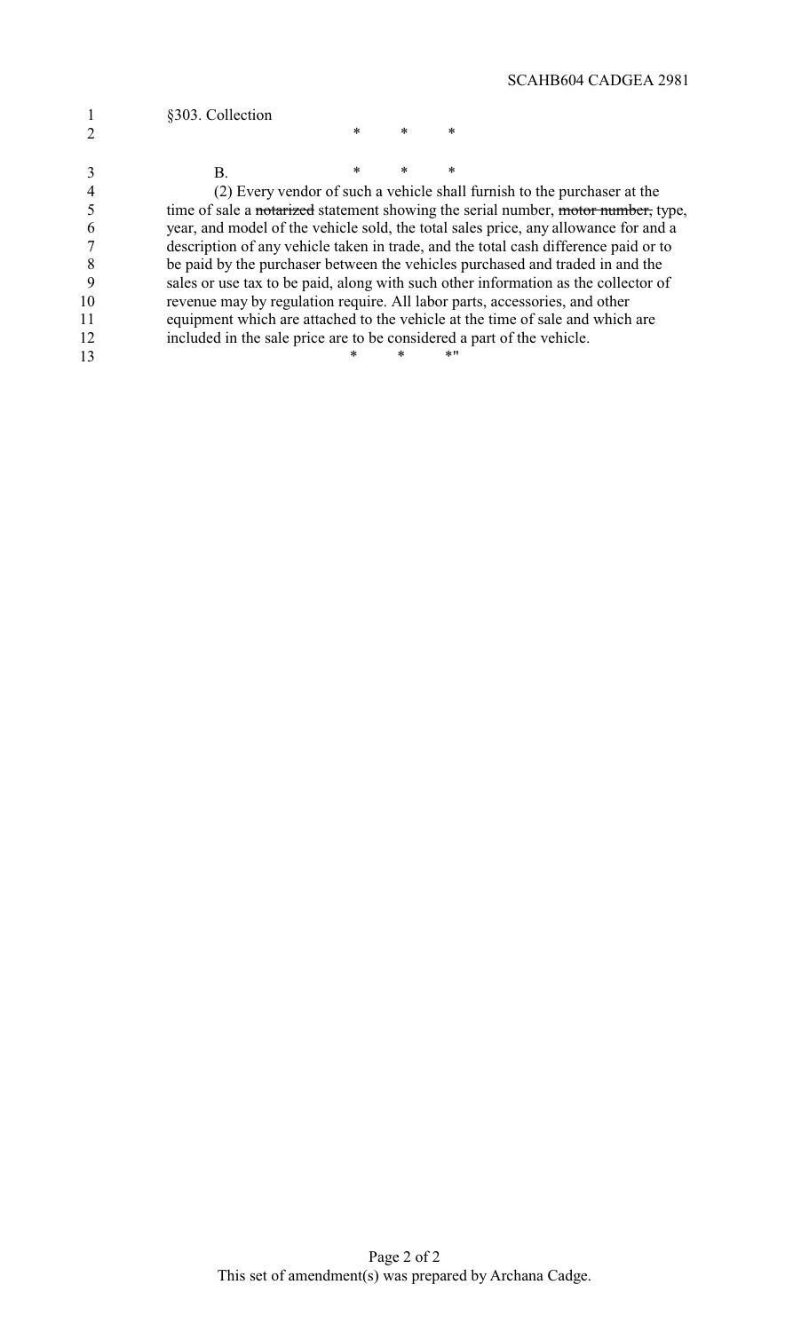§303. Collection

\*          \*          \*

B.          \*          \*          \*

(2) Every vendor of such a vehicle shall furnish to the purchaser at the time of sale a ~~notarized~~ statement showing the serial number, ~~motor number,~~ type, year, and model of the vehicle sold, the total sales price, any allowance for and a description of any vehicle taken in trade, and the total cash difference paid or to be paid by the purchaser between the vehicles purchased and traded in and the sales or use tax to be paid, along with such other information as the collector of revenue may by regulation require. All labor parts, accessories, and other equipment which are attached to the vehicle at the time of sale and which are included in the sale price are to be considered a part of the vehicle.

\*          \*          \*"

This set of amendment(s) was prepared by Archana Cadge.